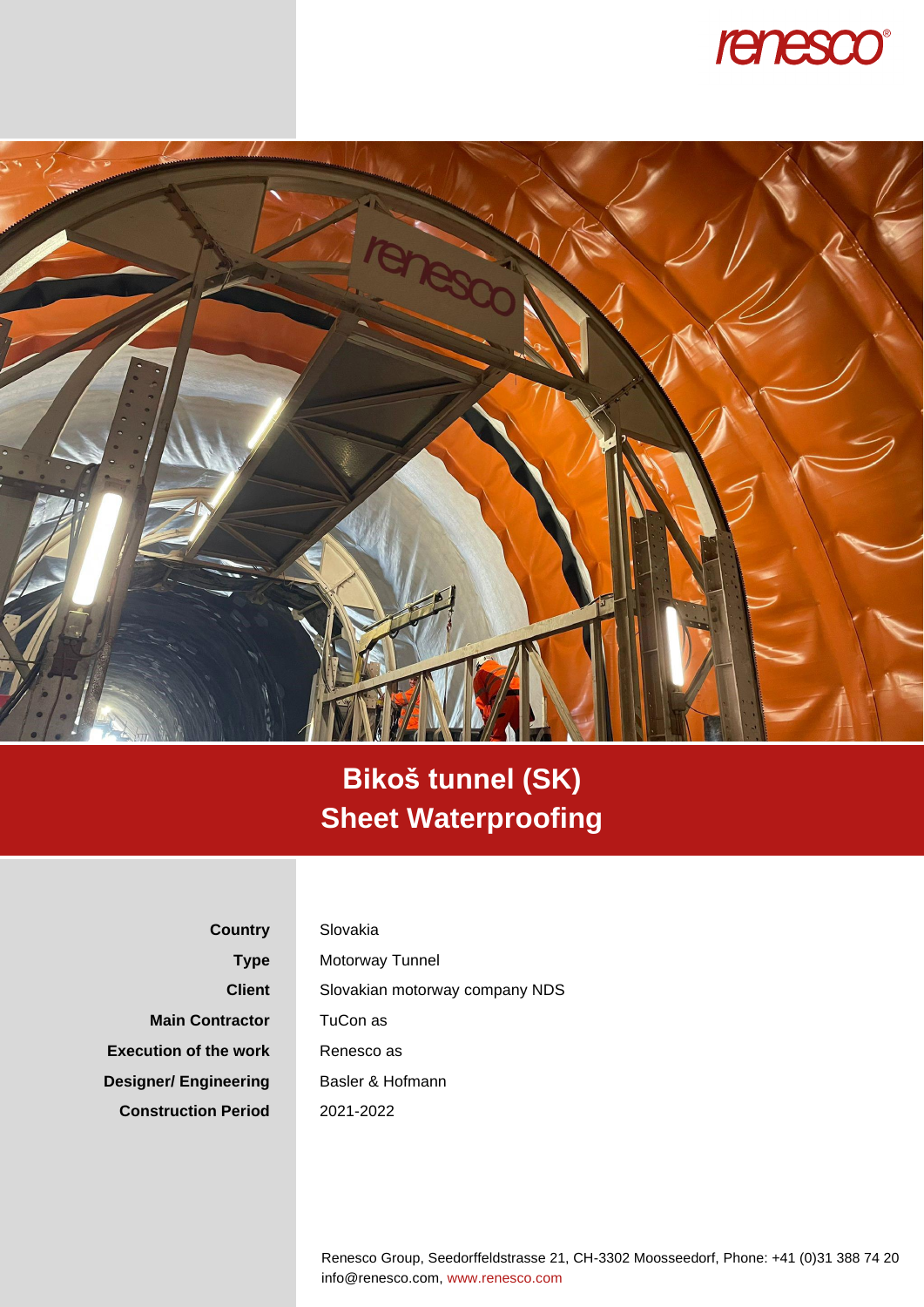# Bikoš tunnel (SK)
# Sheet Waterproofing

| | |
|---|---|
| **Country** | Slovakia |
| **Type** | Motorway Tunnel |
| **Client** | Slovakian motorway company NDS |
| **Main Contractor** | TuCon as |
| **Execution of the work** | Renesco as |
| **Designer/ Engineering** | Basler & Hofmann |
| **Construction Period** | 2021-2022 |

Renesco Group, Seedorffeldstrasse 21, CH-3302 Moosseedorf, Phone: +41 (0)31 388 74 20
info@renesco.com, www.renesco.com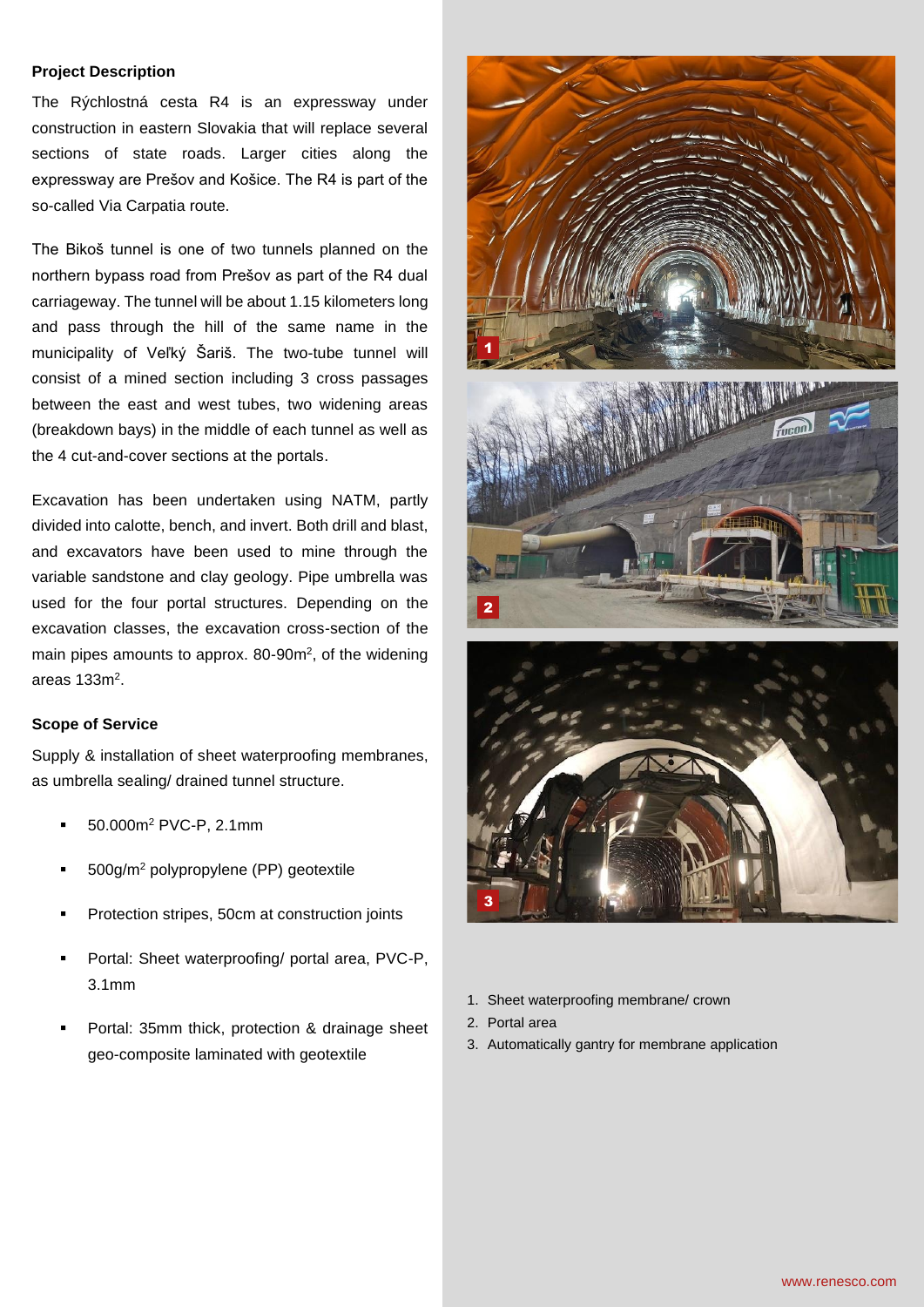**Project Description**

The Rýchlostná cesta R4 is an expressway under construction in eastern Slovakia that will replace several sections of state roads. Larger cities along the expressway are Prešov and Košice. The R4 is part of the so-called Via Carpatia route.

The Bikoš tunnel is one of two tunnels planned on the northern bypass road from Prešov as part of the R4 dual carriageway. The tunnel will be about 1.15 kilometers long and pass through the hill of the same name in the municipality of Veľký Šariš. The two-tube tunnel will consist of a mined section including 3 cross passages between the east and west tubes, two widening areas (breakdown bays) in the middle of each tunnel as well as the 4 cut-and-cover sections at the portals.

Excavation has been undertaken using NATM, partly divided into calotte, bench, and invert. Both drill and blast, and excavators have been used to mine through the variable sandstone and clay geology. Pipe umbrella was used for the four portal structures. Depending on the excavation classes, the excavation cross-section of the main pipes amounts to approx. 80-90m$^2$, of the widening areas 133m$^2$.

**Scope of Service**

Supply & installation of sheet waterproofing membranes, as umbrella sealing/ drained tunnel structure.

- 50.000m$^2$ PVC-P, 2.1mm
- 500g/m$^2$ polypropylene (PP) geotextile
- Protection stripes, 50cm at construction joints
- Portal: Sheet waterproofing/ portal area, PVC-P, 3.1mm
- Portal: 35mm thick, protection & drainage sheet geo-composite laminated with geotextile

1. Sheet waterproofing membrane/ crown
2. Portal area
3. Automatically gantry for membrane application

www.renesco.com